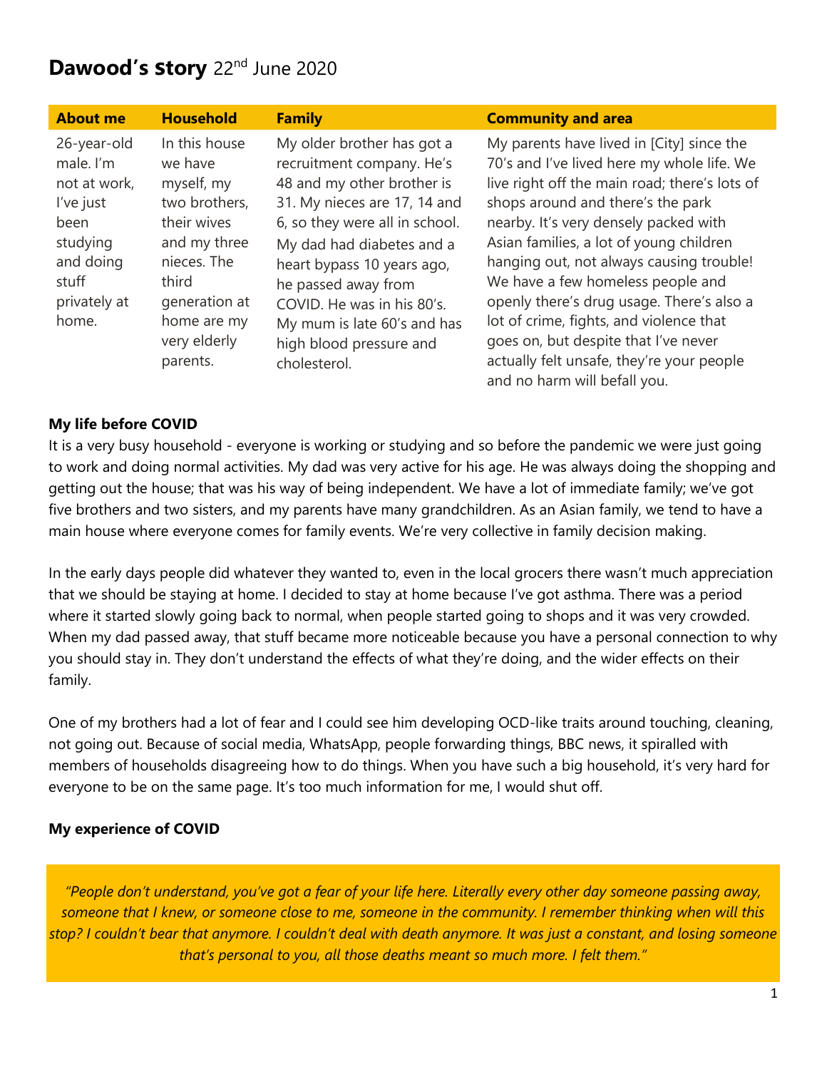# **Dawood's story** 22nd June 2020

| About me | Household | Family | Community and area |
|---|---|---|---|
| 26-year-old male. I'm not at work, I've just been studying and doing stuff privately at home. | In this house we have myself, my two brothers, their wives and my three nieces. The third generation at home are my very elderly parents. | My older brother has got a recruitment company. He's 48 and my other brother is 31. My nieces are 17, 14 and 6, so they were all in school. My dad had diabetes and a heart bypass 10 years ago, he passed away from COVID. He was in his 80's. My mum is late 60's and has high blood pressure and cholesterol. | My parents have lived in [City] since the 70's and I've lived here my whole life. We live right off the main road; there's lots of shops around and there's the park nearby. It's very densely packed with Asian families, a lot of young children hanging out, not always causing trouble! We have a few homeless people and openly there's drug usage. There's also a lot of crime, fights, and violence that goes on, but despite that I've never actually felt unsafe, they're your people and no harm will befall you. |

**My life before COVID**

It is a very busy household - everyone is working or studying and so before the pandemic we were just going to work and doing normal activities. My dad was very active for his age. He was always doing the shopping and getting out the house; that was his way of being independent. We have a lot of immediate family; we've got five brothers and two sisters, and my parents have many grandchildren. As an Asian family, we tend to have a main house where everyone comes for family events. We're very collective in family decision making.

In the early days people did whatever they wanted to, even in the local grocers there wasn't much appreciation that we should be staying at home. I decided to stay at home because I've got asthma. There was a period where it started slowly going back to normal, when people started going to shops and it was very crowded. When my dad passed away, that stuff became more noticeable because you have a personal connection to why you should stay in. They don't understand the effects of what they're doing, and the wider effects on their family.

One of my brothers had a lot of fear and I could see him developing OCD-like traits around touching, cleaning, not going out. Because of social media, WhatsApp, people forwarding things, BBC news, it spiralled with members of households disagreeing how to do things. When you have such a big household, it's very hard for everyone to be on the same page. It's too much information for me, I would shut off.

**My experience of COVID**

*"People don't understand, you've got a fear of your life here. Literally every other day someone passing away, someone that I knew, or someone close to me, someone in the community. I remember thinking when will this stop? I couldn't bear that anymore. I couldn't deal with death anymore. It was just a constant, and losing someone that's personal to you, all those deaths meant so much more. I felt them."*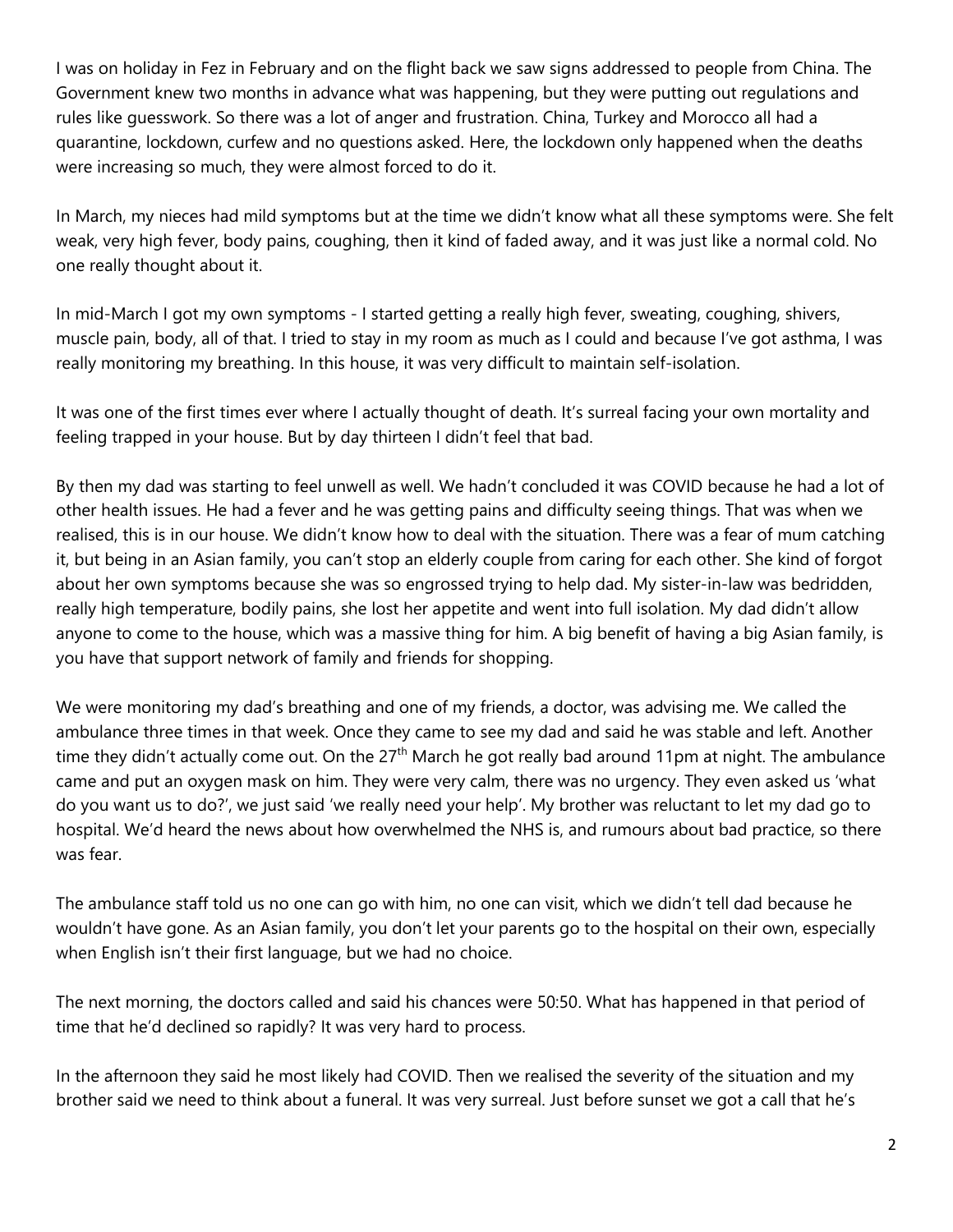I was on holiday in Fez in February and on the flight back we saw signs addressed to people from China. The Government knew two months in advance what was happening, but they were putting out regulations and rules like guesswork. So there was a lot of anger and frustration. China, Turkey and Morocco all had a quarantine, lockdown, curfew and no questions asked. Here, the lockdown only happened when the deaths were increasing so much, they were almost forced to do it.

In March, my nieces had mild symptoms but at the time we didn't know what all these symptoms were. She felt weak, very high fever, body pains, coughing, then it kind of faded away, and it was just like a normal cold. No one really thought about it.

In mid-March I got my own symptoms - I started getting a really high fever, sweating, coughing, shivers, muscle pain, body, all of that. I tried to stay in my room as much as I could and because I've got asthma, I was really monitoring my breathing. In this house, it was very difficult to maintain self-isolation.

It was one of the first times ever where I actually thought of death. It's surreal facing your own mortality and feeling trapped in your house. But by day thirteen I didn't feel that bad.

By then my dad was starting to feel unwell as well. We hadn't concluded it was COVID because he had a lot of other health issues. He had a fever and he was getting pains and difficulty seeing things. That was when we realised, this is in our house. We didn't know how to deal with the situation. There was a fear of mum catching it, but being in an Asian family, you can't stop an elderly couple from caring for each other. She kind of forgot about her own symptoms because she was so engrossed trying to help dad. My sister-in-law was bedridden, really high temperature, bodily pains, she lost her appetite and went into full isolation. My dad didn't allow anyone to come to the house, which was a massive thing for him. A big benefit of having a big Asian family, is you have that support network of family and friends for shopping.

We were monitoring my dad's breathing and one of my friends, a doctor, was advising me. We called the ambulance three times in that week. Once they came to see my dad and said he was stable and left. Another time they didn't actually come out. On the 27th March he got really bad around 11pm at night. The ambulance came and put an oxygen mask on him. They were very calm, there was no urgency. They even asked us 'what do you want us to do?', we just said 'we really need your help'. My brother was reluctant to let my dad go to hospital. We'd heard the news about how overwhelmed the NHS is, and rumours about bad practice, so there was fear.

The ambulance staff told us no one can go with him, no one can visit, which we didn't tell dad because he wouldn't have gone. As an Asian family, you don't let your parents go to the hospital on their own, especially when English isn't their first language, but we had no choice.

The next morning, the doctors called and said his chances were 50:50. What has happened in that period of time that he'd declined so rapidly? It was very hard to process.

In the afternoon they said he most likely had COVID. Then we realised the severity of the situation and my brother said we need to think about a funeral. It was very surreal. Just before sunset we got a call that he's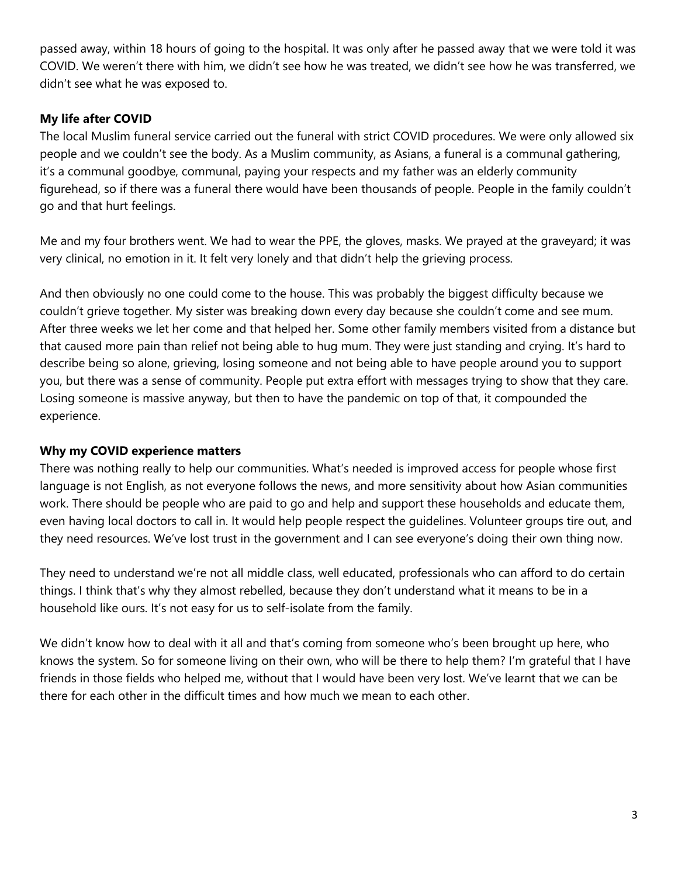passed away, within 18 hours of going to the hospital. It was only after he passed away that we were told it was COVID. We weren't there with him, we didn't see how he was treated, we didn't see how he was transferred, we didn't see what he was exposed to.

**My life after COVID**

The local Muslim funeral service carried out the funeral with strict COVID procedures. We were only allowed six people and we couldn't see the body. As a Muslim community, as Asians, a funeral is a communal gathering, it's a communal goodbye, communal, paying your respects and my father was an elderly community figurehead, so if there was a funeral there would have been thousands of people. People in the family couldn't go and that hurt feelings.

Me and my four brothers went. We had to wear the PPE, the gloves, masks. We prayed at the graveyard; it was very clinical, no emotion in it. It felt very lonely and that didn't help the grieving process.

And then obviously no one could come to the house. This was probably the biggest difficulty because we couldn't grieve together. My sister was breaking down every day because she couldn't come and see mum. After three weeks we let her come and that helped her. Some other family members visited from a distance but that caused more pain than relief not being able to hug mum. They were just standing and crying. It's hard to describe being so alone, grieving, losing someone and not being able to have people around you to support you, but there was a sense of community. People put extra effort with messages trying to show that they care. Losing someone is massive anyway, but then to have the pandemic on top of that, it compounded the experience.

**Why my COVID experience matters**

There was nothing really to help our communities. What's needed is improved access for people whose first language is not English, as not everyone follows the news, and more sensitivity about how Asian communities work. There should be people who are paid to go and help and support these households and educate them, even having local doctors to call in. It would help people respect the guidelines. Volunteer groups tire out, and they need resources. We've lost trust in the government and I can see everyone's doing their own thing now.

They need to understand we're not all middle class, well educated, professionals who can afford to do certain things. I think that's why they almost rebelled, because they don't understand what it means to be in a household like ours. It's not easy for us to self-isolate from the family.

We didn't know how to deal with it all and that's coming from someone who's been brought up here, who knows the system. So for someone living on their own, who will be there to help them? I'm grateful that I have friends in those fields who helped me, without that I would have been very lost. We've learnt that we can be there for each other in the difficult times and how much we mean to each other.